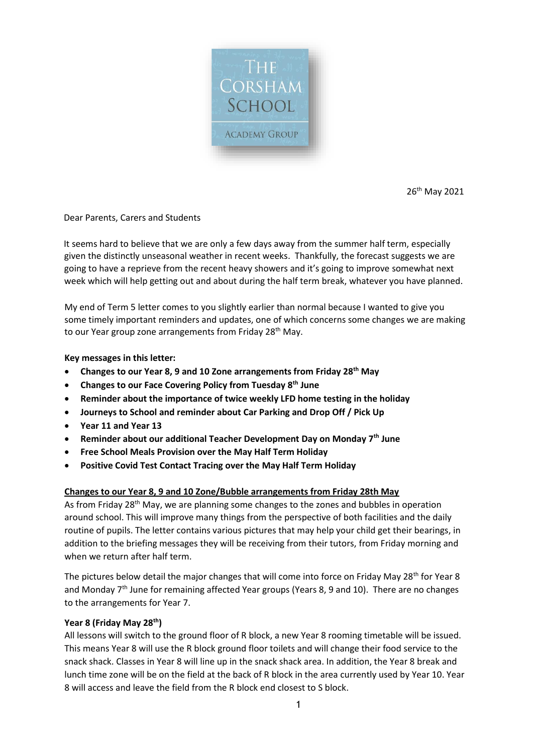THE CORSHAM SCHOOL

ACADEMY GROUP

26th May 2021

Dear Parents, Carers and Students

It seems hard to believe that we are only a few days away from the summer half term, especially given the distinctly unseasonal weather in recent weeks. Thankfully, the forecast suggests we are going to have a reprieve from the recent heavy showers and it's going to improve somewhat next week which will help getting out and about during the half term break, whatever you have planned.

My end of Term 5 letter comes to you slightly earlier than normal because I wanted to give you some timely important reminders and updates, one of which concerns some changes we are making to our Year group zone arrangements from Friday 28th May.

**Key messages in this letter:**

- **Changes to our Year 8, 9 and 10 Zone arrangements from Friday 28th May**
- **Changes to our Face Covering Policy from Tuesday 8th June**
- **Reminder about the importance of twice weekly LFD home testing in the holiday**
- **Journeys to School and reminder about Car Parking and Drop Off / Pick Up**
- **Year 11 and Year 13**
- **Reminder about our additional Teacher Development Day on Monday 7th June**
- **Free School Meals Provision over the May Half Term Holiday**
- **Positive Covid Test Contact Tracing over the May Half Term Holiday**

**Changes to our Year 8, 9 and 10 Zone/Bubble arrangements from Friday 28th May**

As from Friday 28th May, we are planning some changes to the zones and bubbles in operation around school. This will improve many things from the perspective of both facilities and the daily routine of pupils. The letter contains various pictures that may help your child get their bearings, in addition to the briefing messages they will be receiving from their tutors, from Friday morning and when we return after half term.

The pictures below detail the major changes that will come into force on Friday May 28th for Year 8 and Monday 7th June for remaining affected Year groups (Years 8, 9 and 10). There are no changes to the arrangements for Year 7.

**Year 8 (Friday May 28th)**

All lessons will switch to the ground floor of R block, a new Year 8 rooming timetable will be issued. This means Year 8 will use the R block ground floor toilets and will change their food service to the snack shack. Classes in Year 8 will line up in the snack shack area. In addition, the Year 8 break and lunch time zone will be on the field at the back of R block in the area currently used by Year 10. Year 8 will access and leave the field from the R block end closest to S block.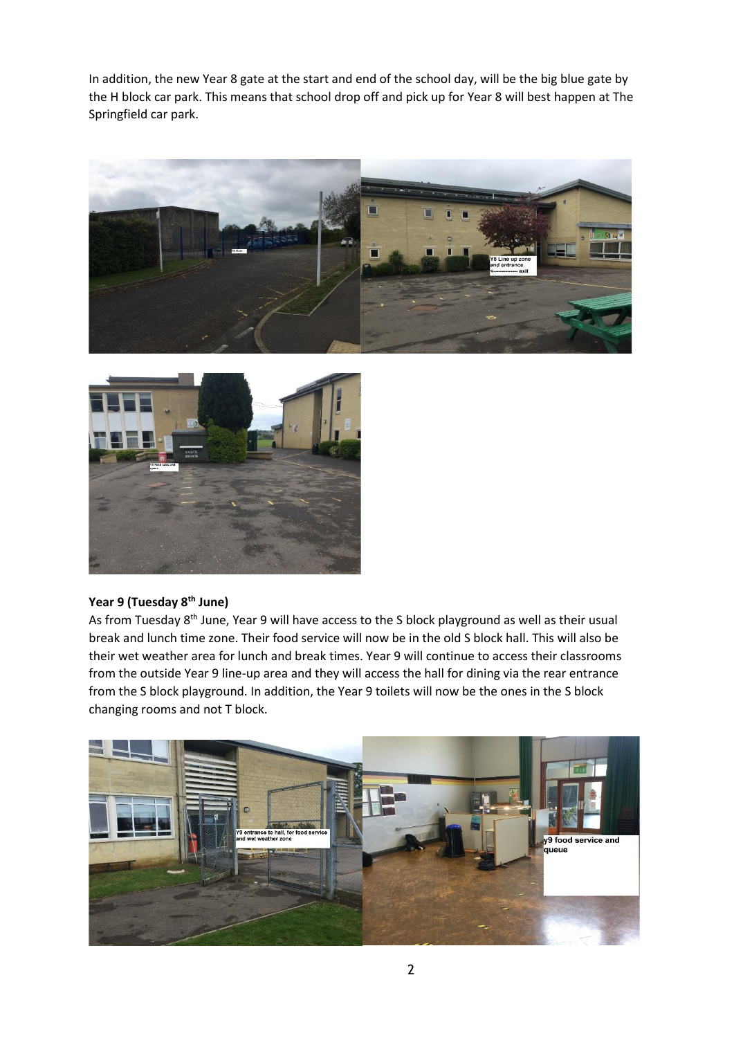In addition, the new Year 8 gate at the start and end of the school day, will be the big blue gate by the H block car park. This means that school drop off and pick up for Year 8 will best happen at The Springfield car park.

**Year 9 (Tuesday 8th June)**

As from Tuesday 8th June, Year 9 will have access to the S block playground as well as their usual break and lunch time zone. Their food service will now be in the old S block hall. This will also be their wet weather area for lunch and break times. Year 9 will continue to access their classrooms from the outside Year 9 line-up area and they will access the hall for dining via the rear entrance from the S block playground. In addition, the Year 9 toilets will now be the ones in the S block changing rooms and not T block.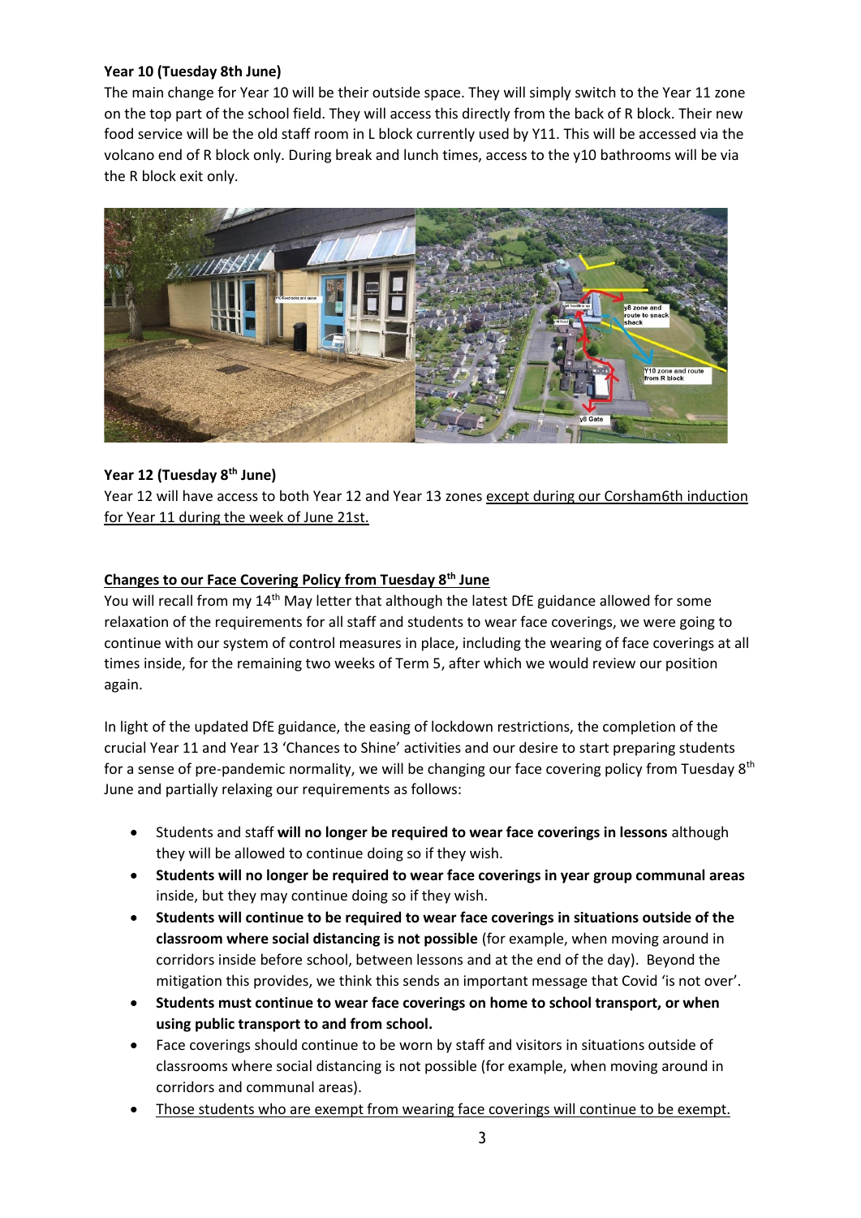**Year 10 (Tuesday 8th June)**

The main change for Year 10 will be their outside space. They will simply switch to the Year 11 zone on the top part of the school field. They will access this directly from the back of R block. Their new food service will be the old staff room in L block currently used by Y11. This will be accessed via the volcano end of R block only. During break and lunch times, access to the y10 bathrooms will be via the R block exit only.

**Year 12 (Tuesday 8th June)**

Year 12 will have access to both Year 12 and Year 13 zones <u>except during our Corsham6th induction for Year 11 during the week of June 21st.</u>

**<u>Changes to our Face Covering Policy from Tuesday 8th June</u>**

You will recall from my 14th May letter that although the latest DfE guidance allowed for some relaxation of the requirements for all staff and students to wear face coverings, we were going to continue with our system of control measures in place, including the wearing of face coverings at all times inside, for the remaining two weeks of Term 5, after which we would review our position again.

In light of the updated DfE guidance, the easing of lockdown restrictions, the completion of the crucial Year 11 and Year 13 'Chances to Shine' activities and our desire to start preparing students for a sense of pre-pandemic normality, we will be changing our face covering policy from Tuesday 8th June and partially relaxing our requirements as follows:

- Students and staff **will no longer be required to wear face coverings in lessons** although they will be allowed to continue doing so if they wish.
- **Students will no longer be required to wear face coverings in year group communal areas** inside, but they may continue doing so if they wish.
- **Students will continue to be required to wear face coverings in situations outside of the classroom where social distancing is not possible** (for example, when moving around in corridors inside before school, between lessons and at the end of the day). Beyond the mitigation this provides, we think this sends an important message that Covid 'is not over'.
- **Students must continue to wear face coverings on home to school transport, or when using public transport to and from school.**
- Face coverings should continue to be worn by staff and visitors in situations outside of classrooms where social distancing is not possible (for example, when moving around in corridors and communal areas).
- <u>Those students who are exempt from wearing face coverings will continue to be exempt.</u>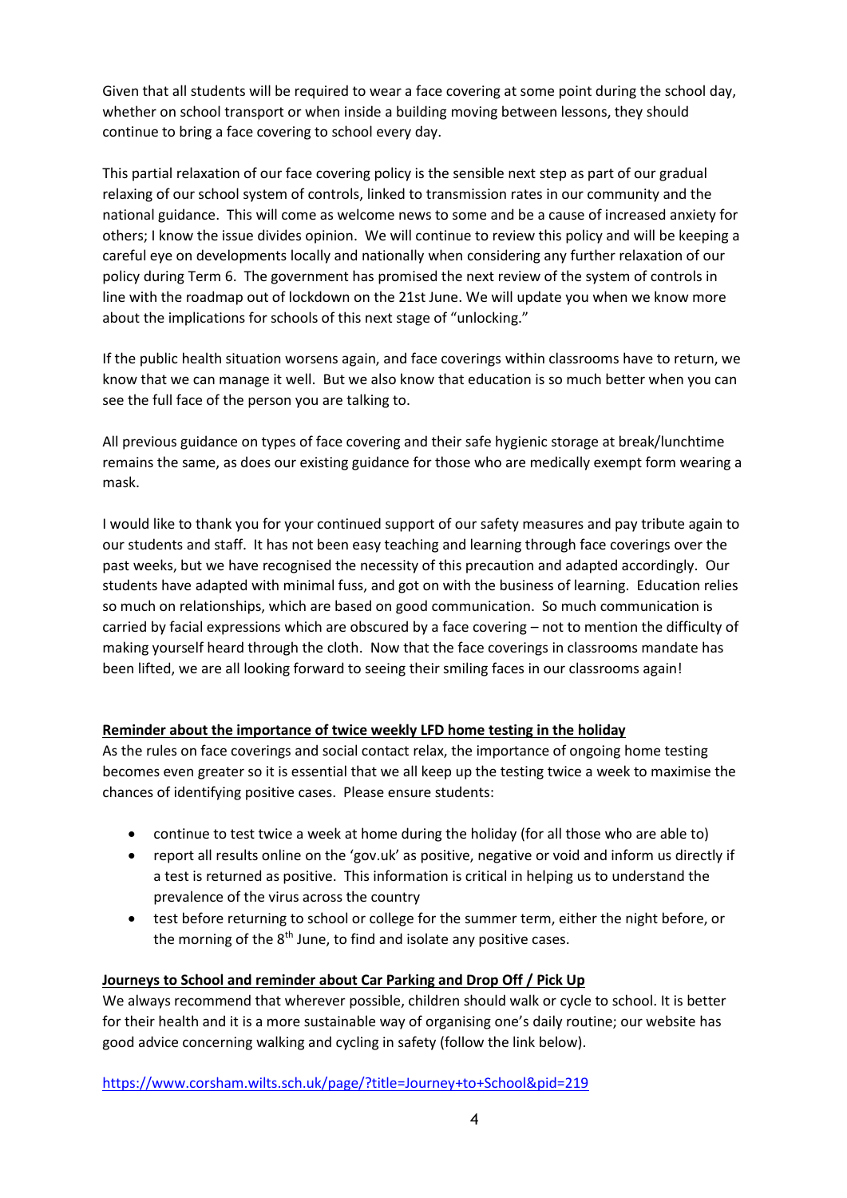Given that all students will be required to wear a face covering at some point during the school day, whether on school transport or when inside a building moving between lessons, they should continue to bring a face covering to school every day.

This partial relaxation of our face covering policy is the sensible next step as part of our gradual relaxing of our school system of controls, linked to transmission rates in our community and the national guidance. This will come as welcome news to some and be a cause of increased anxiety for others; I know the issue divides opinion. We will continue to review this policy and will be keeping a careful eye on developments locally and nationally when considering any further relaxation of our policy during Term 6. The government has promised the next review of the system of controls in line with the roadmap out of lockdown on the 21st June. We will update you when we know more about the implications for schools of this next stage of "unlocking."

If the public health situation worsens again, and face coverings within classrooms have to return, we know that we can manage it well. But we also know that education is so much better when you can see the full face of the person you are talking to.

All previous guidance on types of face covering and their safe hygienic storage at break/lunchtime remains the same, as does our existing guidance for those who are medically exempt form wearing a mask.

I would like to thank you for your continued support of our safety measures and pay tribute again to our students and staff. It has not been easy teaching and learning through face coverings over the past weeks, but we have recognised the necessity of this precaution and adapted accordingly. Our students have adapted with minimal fuss, and got on with the business of learning. Education relies so much on relationships, which are based on good communication. So much communication is carried by facial expressions which are obscured by a face covering – not to mention the difficulty of making yourself heard through the cloth. Now that the face coverings in classrooms mandate has been lifted, we are all looking forward to seeing their smiling faces in our classrooms again!

**Reminder about the importance of twice weekly LFD home testing in the holiday**

As the rules on face coverings and social contact relax, the importance of ongoing home testing becomes even greater so it is essential that we all keep up the testing twice a week to maximise the chances of identifying positive cases. Please ensure students:

- continue to test twice a week at home during the holiday (for all those who are able to)
- report all results online on the 'gov.uk' as positive, negative or void and inform us directly if a test is returned as positive. This information is critical in helping us to understand the prevalence of the virus across the country
- test before returning to school or college for the summer term, either the night before, or the morning of the 8th June, to find and isolate any positive cases.

**Journeys to School and reminder about Car Parking and Drop Off / Pick Up**

We always recommend that wherever possible, children should walk or cycle to school. It is better for their health and it is a more sustainable way of organising one's daily routine; our website has good advice concerning walking and cycling in safety (follow the link below).

https://www.corsham.wilts.sch.uk/page/?title=Journey+to+School&pid=219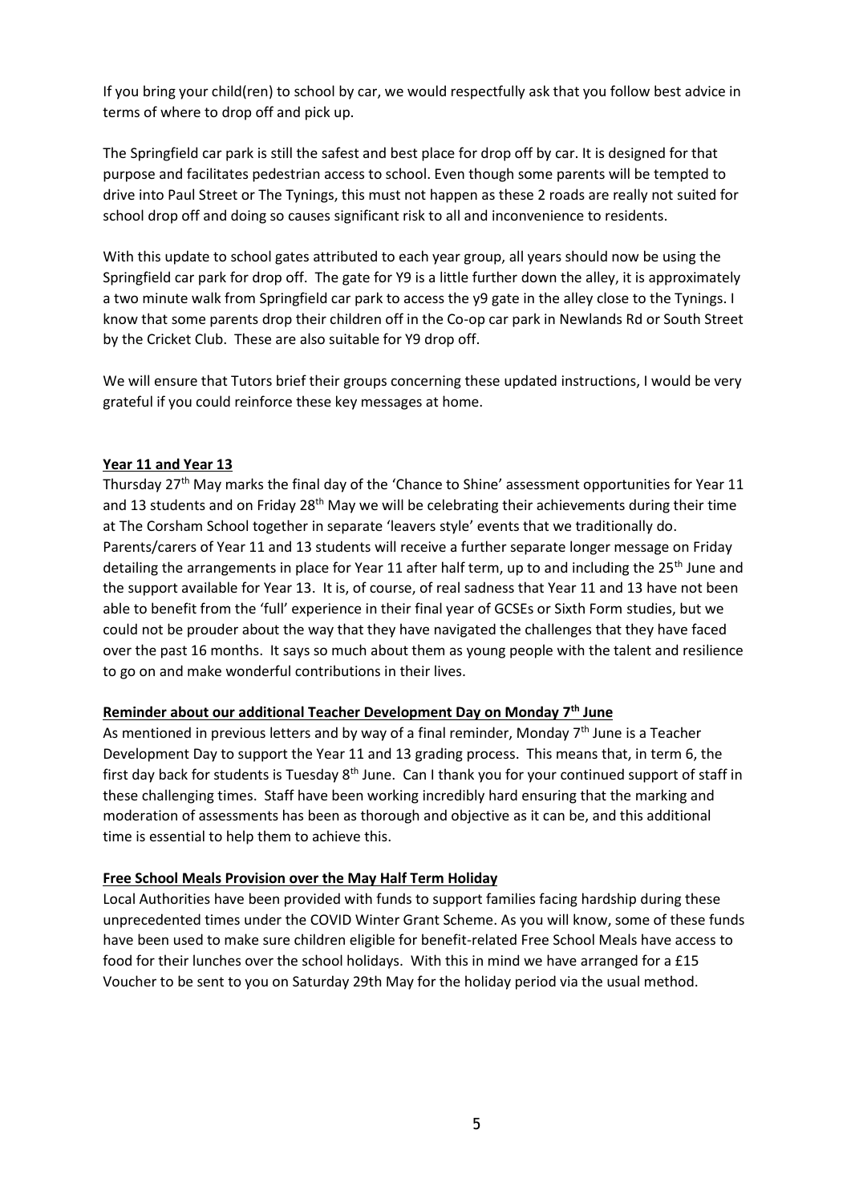If you bring your child(ren) to school by car, we would respectfully ask that you follow best advice in terms of where to drop off and pick up.

The Springfield car park is still the safest and best place for drop off by car. It is designed for that purpose and facilitates pedestrian access to school. Even though some parents will be tempted to drive into Paul Street or The Tynings, this must not happen as these 2 roads are really not suited for school drop off and doing so causes significant risk to all and inconvenience to residents.

With this update to school gates attributed to each year group, all years should now be using the Springfield car park for drop off. The gate for Y9 is a little further down the alley, it is approximately a two minute walk from Springfield car park to access the y9 gate in the alley close to the Tynings. I know that some parents drop their children off in the Co-op car park in Newlands Rd or South Street by the Cricket Club. These are also suitable for Y9 drop off.

We will ensure that Tutors brief their groups concerning these updated instructions, I would be very grateful if you could reinforce these key messages at home.

## Year 11 and Year 13

Thursday 27th May marks the final day of the 'Chance to Shine' assessment opportunities for Year 11 and 13 students and on Friday 28th May we will be celebrating their achievements during their time at The Corsham School together in separate 'leavers style' events that we traditionally do. Parents/carers of Year 11 and 13 students will receive a further separate longer message on Friday detailing the arrangements in place for Year 11 after half term, up to and including the 25th June and the support available for Year 13. It is, of course, of real sadness that Year 11 and 13 have not been able to benefit from the 'full' experience in their final year of GCSEs or Sixth Form studies, but we could not be prouder about the way that they have navigated the challenges that they have faced over the past 16 months. It says so much about them as young people with the talent and resilience to go on and make wonderful contributions in their lives.

## Reminder about our additional Teacher Development Day on Monday 7th June

As mentioned in previous letters and by way of a final reminder, Monday 7th June is a Teacher Development Day to support the Year 11 and 13 grading process. This means that, in term 6, the first day back for students is Tuesday 8th June. Can I thank you for your continued support of staff in these challenging times. Staff have been working incredibly hard ensuring that the marking and moderation of assessments has been as thorough and objective as it can be, and this additional time is essential to help them to achieve this.

## Free School Meals Provision over the May Half Term Holiday

Local Authorities have been provided with funds to support families facing hardship during these unprecedented times under the COVID Winter Grant Scheme. As you will know, some of these funds have been used to make sure children eligible for benefit-related Free School Meals have access to food for their lunches over the school holidays. With this in mind we have arranged for a £15 Voucher to be sent to you on Saturday 29th May for the holiday period via the usual method.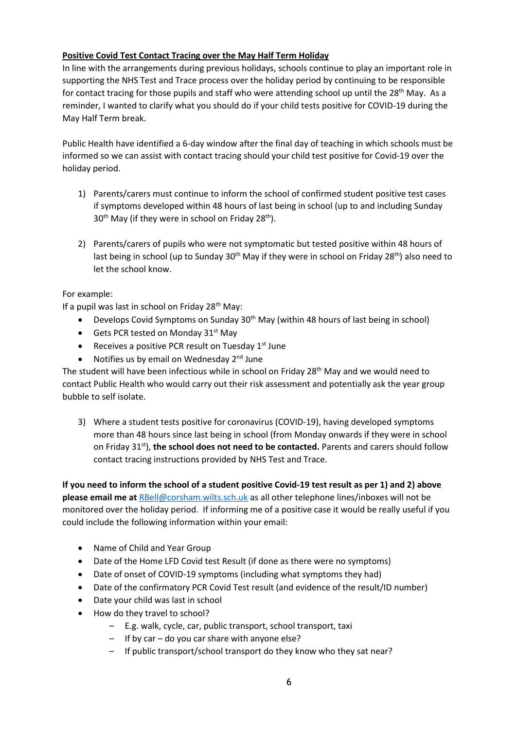**Positive Covid Test Contact Tracing over the May Half Term Holiday**

In line with the arrangements during previous holidays, schools continue to play an important role in supporting the NHS Test and Trace process over the holiday period by continuing to be responsible for contact tracing for those pupils and staff who were attending school up until the 28th May. As a reminder, I wanted to clarify what you should do if your child tests positive for COVID-19 during the May Half Term break.

Public Health have identified a 6-day window after the final day of teaching in which schools must be informed so we can assist with contact tracing should your child test positive for Covid-19 over the holiday period.

1) Parents/carers must continue to inform the school of confirmed student positive test cases if symptoms developed within 48 hours of last being in school (up to and including Sunday 30th May (if they were in school on Friday 28th).

2) Parents/carers of pupils who were not symptomatic but tested positive within 48 hours of last being in school (up to Sunday 30th May if they were in school on Friday 28th) also need to let the school know.

For example:

If a pupil was last in school on Friday 28th May:

- Develops Covid Symptoms on Sunday 30th May (within 48 hours of last being in school)
- Gets PCR tested on Monday 31st May
- Receives a positive PCR result on Tuesday 1st June
- Notifies us by email on Wednesday 2nd June

The student will have been infectious while in school on Friday 28th May and we would need to contact Public Health who would carry out their risk assessment and potentially ask the year group bubble to self isolate.

3) Where a student tests positive for coronavirus (COVID-19), having developed symptoms more than 48 hours since last being in school (from Monday onwards if they were in school on Friday 31st), **the school does not need to be contacted.** Parents and carers should follow contact tracing instructions provided by NHS Test and Trace.

**If you need to inform the school of a student positive Covid-19 test result as per 1) and 2) above please email me at** RBell@corsham.wilts.sch.uk as all other telephone lines/inboxes will not be monitored over the holiday period. If informing me of a positive case it would be really useful if you could include the following information within your email:

- Name of Child and Year Group
- Date of the Home LFD Covid test Result (if done as there were no symptoms)
- Date of onset of COVID-19 symptoms (including what symptoms they had)
- Date of the confirmatory PCR Covid Test result (and evidence of the result/ID number)
- Date your child was last in school
- How do they travel to school?
  - E.g. walk, cycle, car, public transport, school transport, taxi
  - If by car – do you car share with anyone else?
  - If public transport/school transport do they know who they sat near?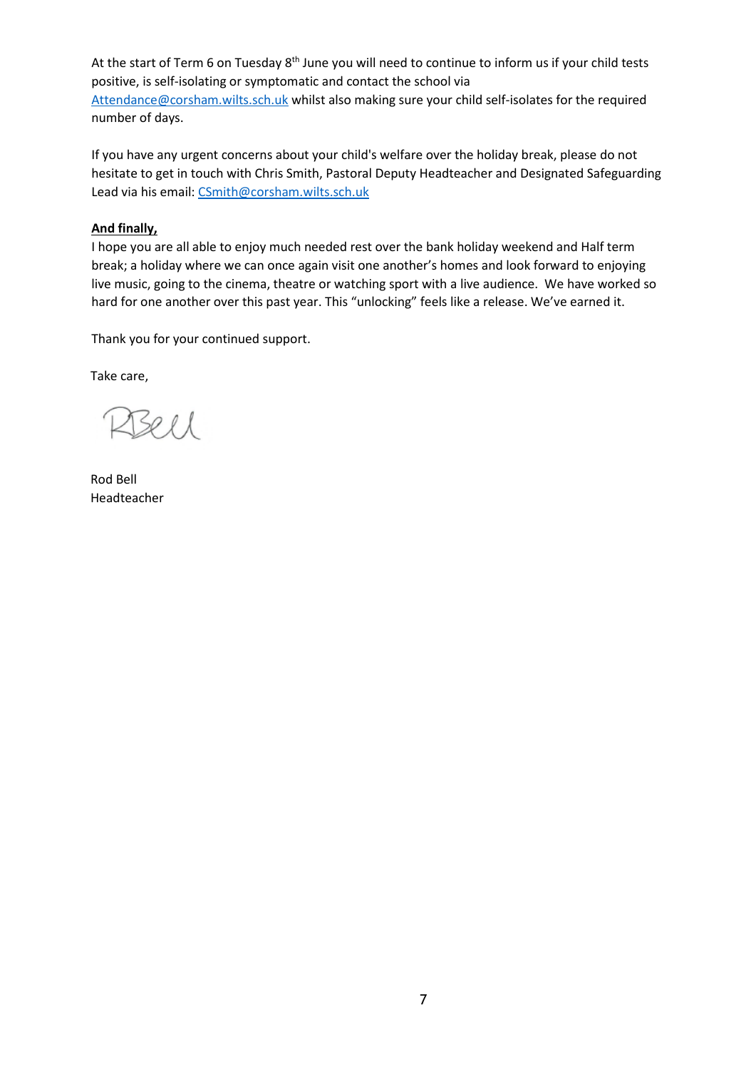At the start of Term 6 on Tuesday 8th June you will need to continue to inform us if your child tests positive, is self-isolating or symptomatic and contact the school via Attendance@corsham.wilts.sch.uk whilst also making sure your child self-isolates for the required number of days.

If you have any urgent concerns about your child's welfare over the holiday break, please do not hesitate to get in touch with Chris Smith, Pastoral Deputy Headteacher and Designated Safeguarding Lead via his email: CSmith@corsham.wilts.sch.uk

**And finally,**

I hope you are all able to enjoy much needed rest over the bank holiday weekend and Half term break; a holiday where we can once again visit one another's homes and look forward to enjoying live music, going to the cinema, theatre or watching sport with a live audience. We have worked so hard for one another over this past year. This "unlocking" feels like a release. We've earned it.

Thank you for your continued support.

Take care,

RBell

Rod Bell
Headteacher